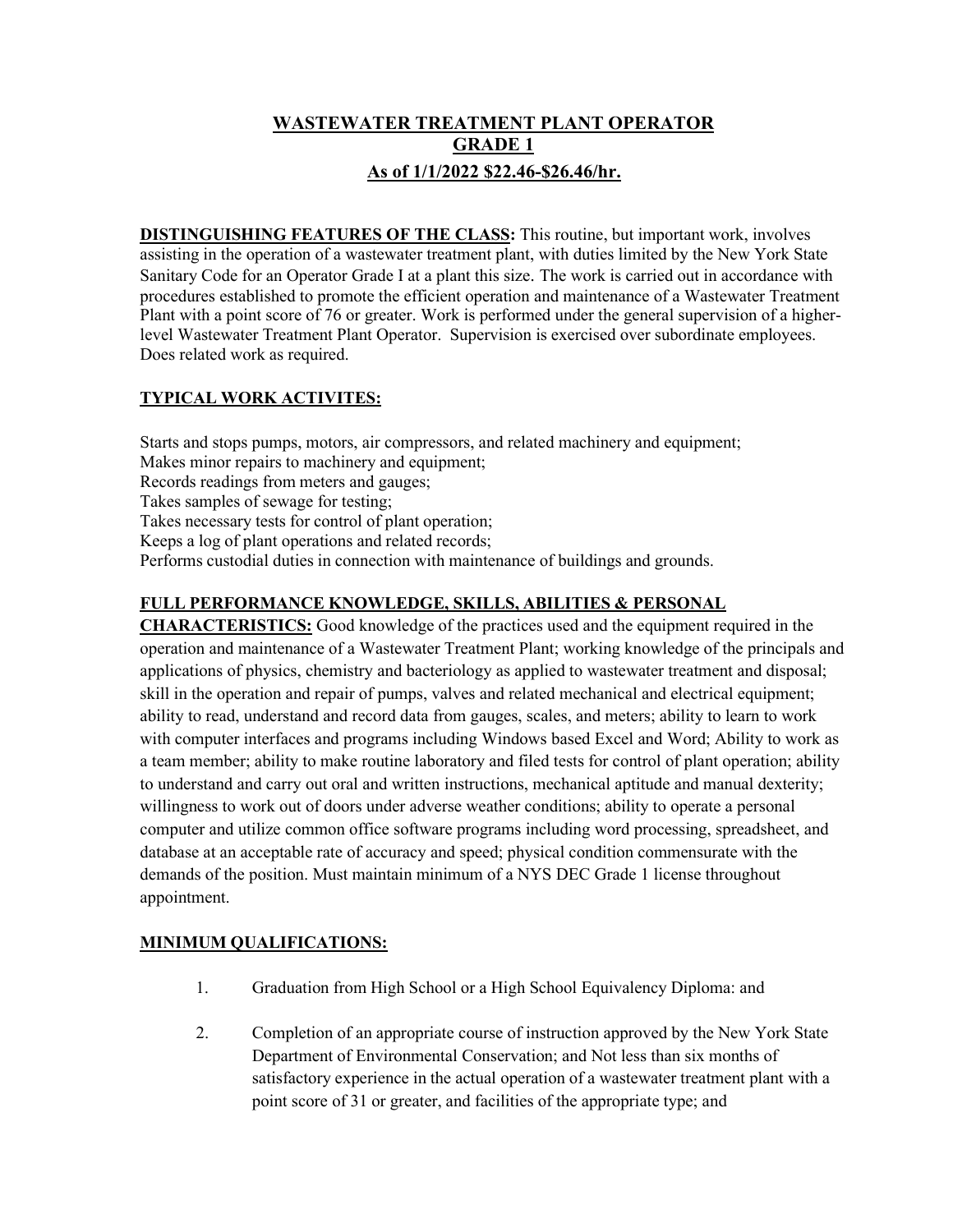# WASTEWATER TREATMENT PLANT OPERATOR
## GRADE 1
### As of 1/1/2022 $22.46-$26.46/hr.

**DISTINGUISHING FEATURES OF THE CLASS:** This routine, but important work, involves assisting in the operation of a wastewater treatment plant, with duties limited by the New York State Sanitary Code for an Operator Grade I at a plant this size. The work is carried out in accordance with procedures established to promote the efficient operation and maintenance of a Wastewater Treatment Plant with a point score of 76 or greater. Work is performed under the general supervision of a higher-level Wastewater Treatment Plant Operator. Supervision is exercised over subordinate employees. Does related work as required.

**TYPICAL WORK ACTIVITES:**

Starts and stops pumps, motors, air compressors, and related machinery and equipment;
Makes minor repairs to machinery and equipment;
Records readings from meters and gauges;
Takes samples of sewage for testing;
Takes necessary tests for control of plant operation;
Keeps a log of plant operations and related records;
Performs custodial duties in connection with maintenance of buildings and grounds.

**FULL PERFORMANCE KNOWLEDGE, SKILLS, ABILITIES & PERSONAL CHARACTERISTICS:** Good knowledge of the practices used and the equipment required in the operation and maintenance of a Wastewater Treatment Plant; working knowledge of the principals and applications of physics, chemistry and bacteriology as applied to wastewater treatment and disposal; skill in the operation and repair of pumps, valves and related mechanical and electrical equipment; ability to read, understand and record data from gauges, scales, and meters; ability to learn to work with computer interfaces and programs including Windows based Excel and Word; Ability to work as a team member; ability to make routine laboratory and filed tests for control of plant operation; ability to understand and carry out oral and written instructions, mechanical aptitude and manual dexterity; willingness to work out of doors under adverse weather conditions; ability to operate a personal computer and utilize common office software programs including word processing, spreadsheet, and database at an acceptable rate of accuracy and speed; physical condition commensurate with the demands of the position. Must maintain minimum of a NYS DEC Grade 1 license throughout appointment.

**MINIMUM QUALIFICATIONS:**

1. Graduation from High School or a High School Equivalency Diploma: and

2. Completion of an appropriate course of instruction approved by the New York State Department of Environmental Conservation; and Not less than six months of satisfactory experience in the actual operation of a wastewater treatment plant with a point score of 31 or greater, and facilities of the appropriate type; and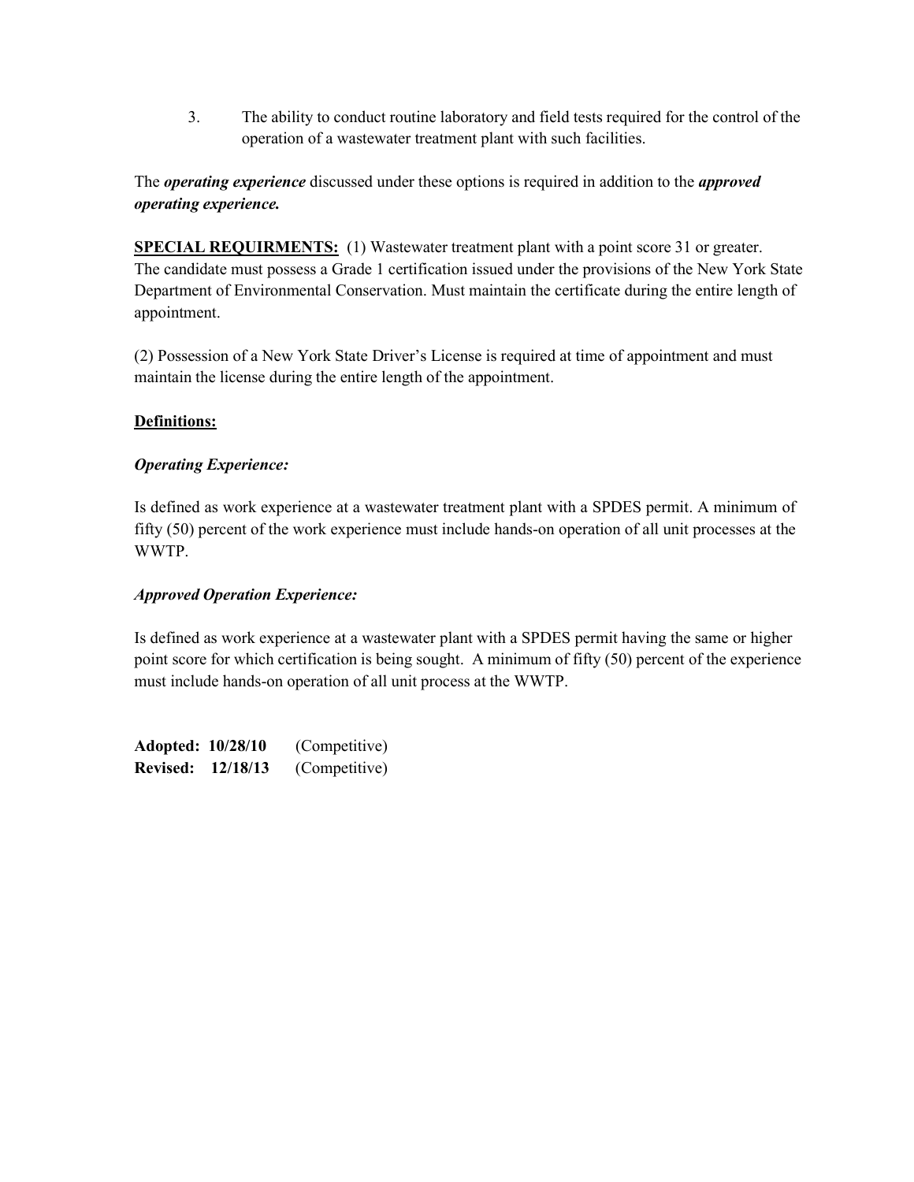3. The ability to conduct routine laboratory and field tests required for the control of the operation of a wastewater treatment plant with such facilities.

The ***operating experience*** discussed under these options is required in addition to the ***approved operating experience.***

**SPECIAL REQUIRMENTS:** (1) Wastewater treatment plant with a point score 31 or greater. The candidate must possess a Grade 1 certification issued under the provisions of the New York State Department of Environmental Conservation. Must maintain the certificate during the entire length of appointment.

(2) Possession of a New York State Driver's License is required at time of appointment and must maintain the license during the entire length of the appointment.

**Definitions:**

***Operating Experience:***

Is defined as work experience at a wastewater treatment plant with a SPDES permit. A minimum of fifty (50) percent of the work experience must include hands-on operation of all unit processes at the WWTP.

***Approved Operation Experience:***

Is defined as work experience at a wastewater plant with a SPDES permit having the same or higher point score for which certification is being sought. A minimum of fifty (50) percent of the experience must include hands-on operation of all unit process at the WWTP.

**Adopted: 10/28/10** (Competitive)
**Revised: 12/18/13** (Competitive)